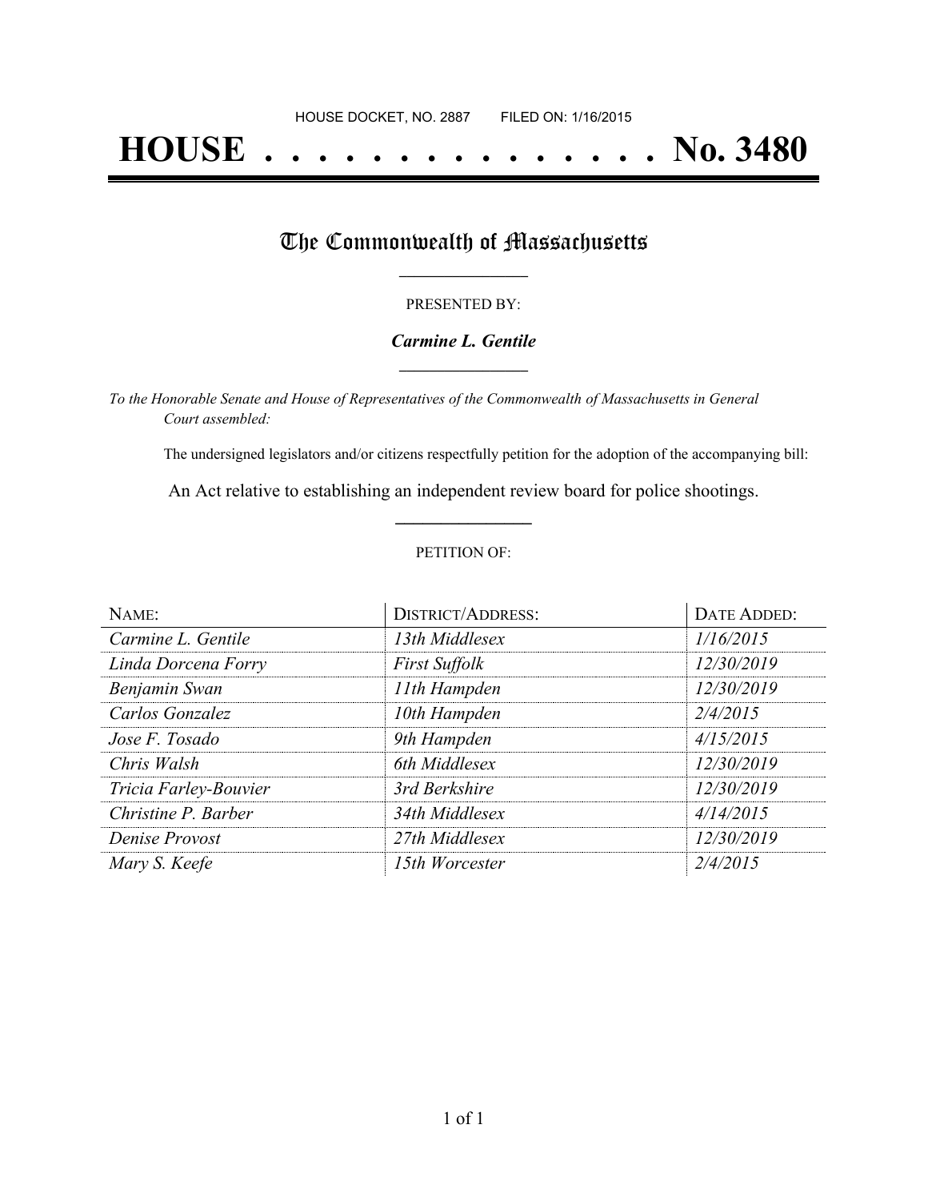HOUSE DOCKET, NO. 2887        FILED ON: 1/16/2015

# HOUSE . . . . . . . . . . . . . . . No. 3480

## The Commonwealth of Massachusetts

PRESENTED BY:

***Carmine L. Gentile***

*To the Honorable Senate and House of Representatives of the Commonwealth of Massachusetts in General Court assembled:*

The undersigned legislators and/or citizens respectfully petition for the adoption of the accompanying bill:

An Act relative to establishing an independent review board for police shootings.

PETITION OF:

| NAME: | DISTRICT/ADDRESS: | DATE ADDED: |
|---|---|---|
| *Carmine L. Gentile* | *13th Middlesex* | *1/16/2015* |
| *Linda Dorcena Forry* | *First Suffolk* | *12/30/2019* |
| *Benjamin Swan* | *11th Hampden* | *12/30/2019* |
| *Carlos Gonzalez* | *10th Hampden* | *2/4/2015* |
| *Jose F. Tosado* | *9th Hampden* | *4/15/2015* |
| *Chris Walsh* | *6th Middlesex* | *12/30/2019* |
| *Tricia Farley-Bouvier* | *3rd Berkshire* | *12/30/2019* |
| *Christine P. Barber* | *34th Middlesex* | *4/14/2015* |
| *Denise Provost* | *27th Middlesex* | *12/30/2019* |
| *Mary S. Keefe* | *15th Worcester* | *2/4/2015* |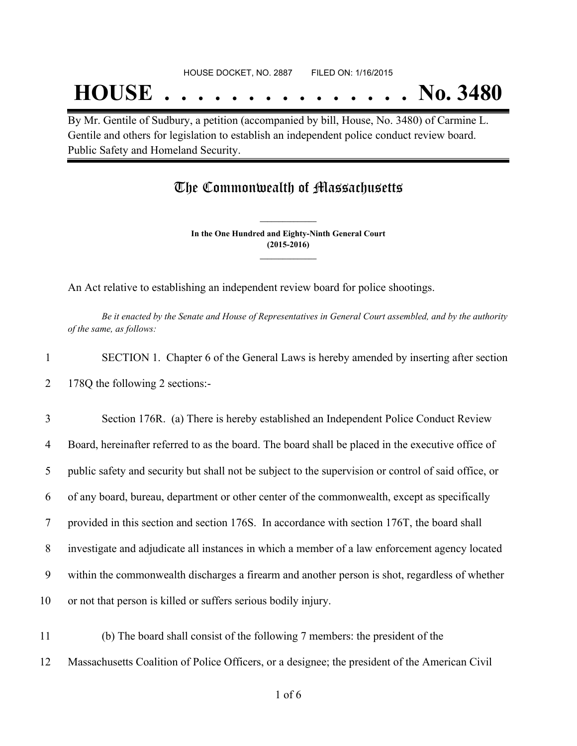HOUSE DOCKET, NO. 2887 FILED ON: 1/16/2015

# HOUSE . . . . . . . . . . . . . . . No. 3480

By Mr. Gentile of Sudbury, a petition (accompanied by bill, House, No. 3480) of Carmine L. Gentile and others for legislation to establish an independent police conduct review board. Public Safety and Homeland Security.

## The Commonwealth of Massachusetts

**In the One Hundred and Eighty-Ninth General Court (2015-2016)**

An Act relative to establishing an independent review board for police shootings.

*Be it enacted by the Senate and House of Representatives in General Court assembled, and by the authority of the same, as follows:*

1 SECTION 1. Chapter 6 of the General Laws is hereby amended by inserting after section
2 178Q the following 2 sections:-

3 Section 176R. (a) There is hereby established an Independent Police Conduct Review
4 Board, hereinafter referred to as the board. The board shall be placed in the executive office of
5 public safety and security but shall not be subject to the supervision or control of said office, or
6 of any board, bureau, department or other center of the commonwealth, except as specifically
7 provided in this section and section 176S. In accordance with section 176T, the board shall
8 investigate and adjudicate all instances in which a member of a law enforcement agency located
9 within the commonwealth discharges a firearm and another person is shot, regardless of whether
10 or not that person is killed or suffers serious bodily injury.

11 (b) The board shall consist of the following 7 members: the president of the
12 Massachusetts Coalition of Police Officers, or a designee; the president of the American Civil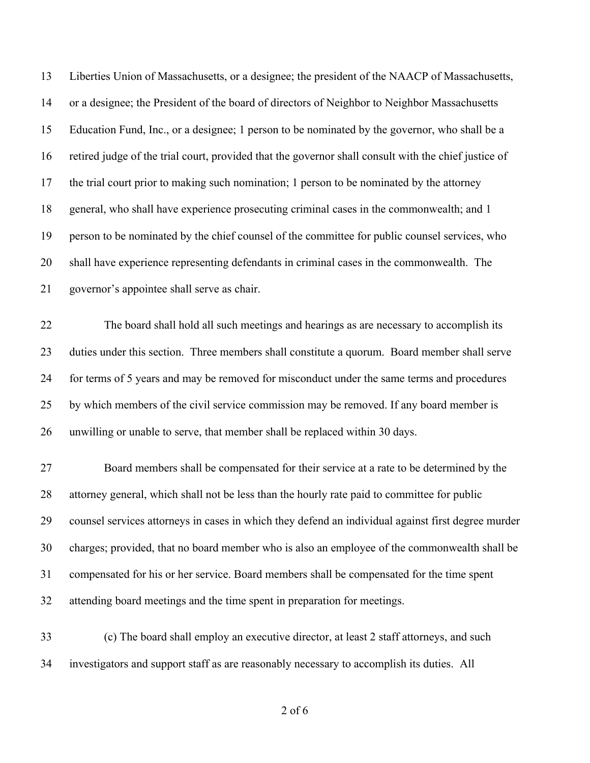Liberties Union of Massachusetts, or a designee; the president of the NAACP of Massachusetts, or a designee; the President of the board of directors of Neighbor to Neighbor Massachusetts Education Fund, Inc., or a designee; 1 person to be nominated by the governor, who shall be a retired judge of the trial court, provided that the governor shall consult with the chief justice of the trial court prior to making such nomination; 1 person to be nominated by the attorney general, who shall have experience prosecuting criminal cases in the commonwealth; and 1 person to be nominated by the chief counsel of the committee for public counsel services, who shall have experience representing defendants in criminal cases in the commonwealth. The governor's appointee shall serve as chair.

The board shall hold all such meetings and hearings as are necessary to accomplish its duties under this section. Three members shall constitute a quorum. Board member shall serve for terms of 5 years and may be removed for misconduct under the same terms and procedures by which members of the civil service commission may be removed. If any board member is unwilling or unable to serve, that member shall be replaced within 30 days.

Board members shall be compensated for their service at a rate to be determined by the attorney general, which shall not be less than the hourly rate paid to committee for public counsel services attorneys in cases in which they defend an individual against first degree murder charges; provided, that no board member who is also an employee of the commonwealth shall be compensated for his or her service. Board members shall be compensated for the time spent attending board meetings and the time spent in preparation for meetings.

(c) The board shall employ an executive director, at least 2 staff attorneys, and such investigators and support staff as are reasonably necessary to accomplish its duties. All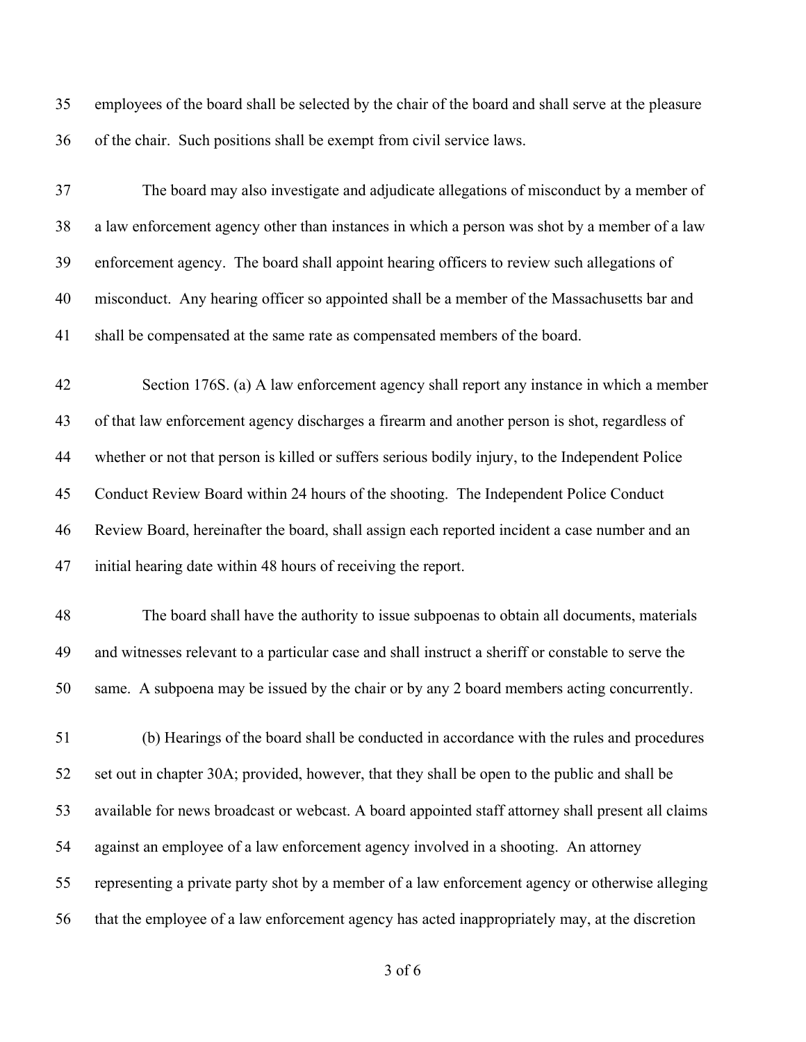employees of the board shall be selected by the chair of the board and shall serve at the pleasure of the chair. Such positions shall be exempt from civil service laws.

The board may also investigate and adjudicate allegations of misconduct by a member of a law enforcement agency other than instances in which a person was shot by a member of a law enforcement agency. The board shall appoint hearing officers to review such allegations of misconduct. Any hearing officer so appointed shall be a member of the Massachusetts bar and shall be compensated at the same rate as compensated members of the board.

Section 176S. (a) A law enforcement agency shall report any instance in which a member of that law enforcement agency discharges a firearm and another person is shot, regardless of whether or not that person is killed or suffers serious bodily injury, to the Independent Police Conduct Review Board within 24 hours of the shooting. The Independent Police Conduct Review Board, hereinafter the board, shall assign each reported incident a case number and an initial hearing date within 48 hours of receiving the report.

The board shall have the authority to issue subpoenas to obtain all documents, materials and witnesses relevant to a particular case and shall instruct a sheriff or constable to serve the same. A subpoena may be issued by the chair or by any 2 board members acting concurrently.

(b) Hearings of the board shall be conducted in accordance with the rules and procedures set out in chapter 30A; provided, however, that they shall be open to the public and shall be available for news broadcast or webcast. A board appointed staff attorney shall present all claims against an employee of a law enforcement agency involved in a shooting. An attorney representing a private party shot by a member of a law enforcement agency or otherwise alleging that the employee of a law enforcement agency has acted inappropriately may, at the discretion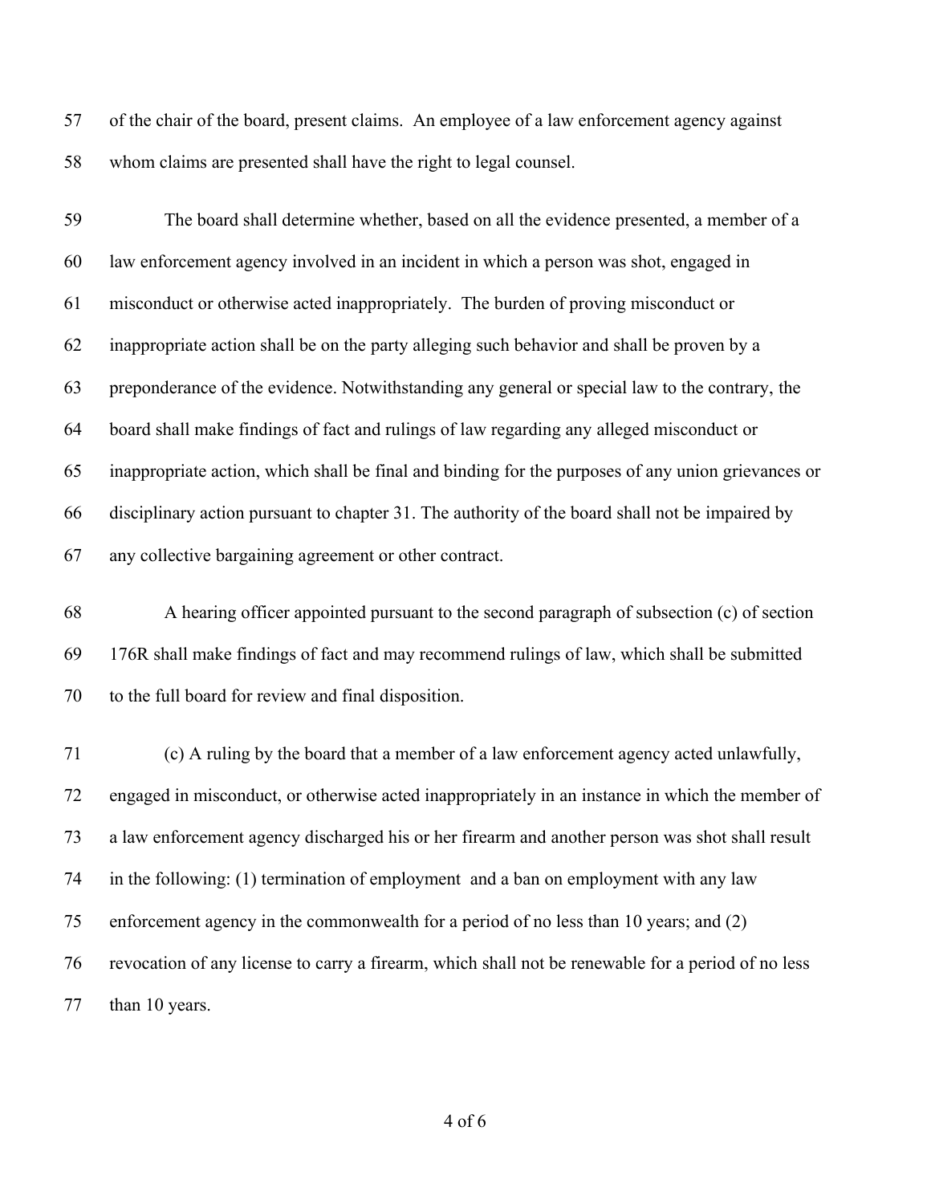of the chair of the board, present claims. An employee of a law enforcement agency against whom claims are presented shall have the right to legal counsel.

The board shall determine whether, based on all the evidence presented, a member of a law enforcement agency involved in an incident in which a person was shot, engaged in misconduct or otherwise acted inappropriately. The burden of proving misconduct or inappropriate action shall be on the party alleging such behavior and shall be proven by a preponderance of the evidence. Notwithstanding any general or special law to the contrary, the board shall make findings of fact and rulings of law regarding any alleged misconduct or inappropriate action, which shall be final and binding for the purposes of any union grievances or disciplinary action pursuant to chapter 31. The authority of the board shall not be impaired by any collective bargaining agreement or other contract.

A hearing officer appointed pursuant to the second paragraph of subsection (c) of section 176R shall make findings of fact and may recommend rulings of law, which shall be submitted to the full board for review and final disposition.

(c) A ruling by the board that a member of a law enforcement agency acted unlawfully, engaged in misconduct, or otherwise acted inappropriately in an instance in which the member of a law enforcement agency discharged his or her firearm and another person was shot shall result in the following: (1) termination of employment and a ban on employment with any law enforcement agency in the commonwealth for a period of no less than 10 years; and (2) revocation of any license to carry a firearm, which shall not be renewable for a period of no less than 10 years.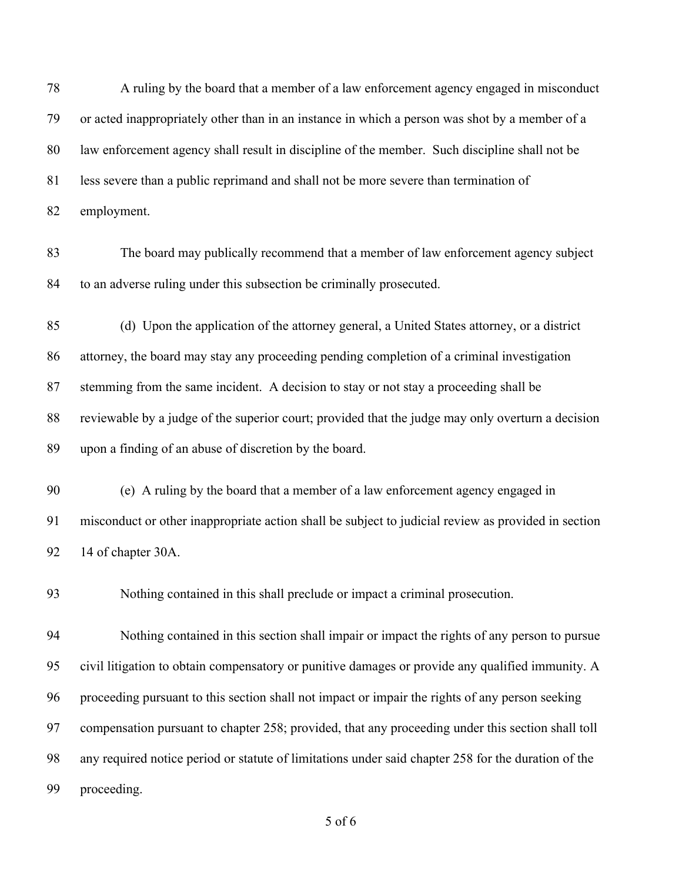A ruling by the board that a member of a law enforcement agency engaged in misconduct or acted inappropriately other than in an instance in which a person was shot by a member of a law enforcement agency shall result in discipline of the member. Such discipline shall not be less severe than a public reprimand and shall not be more severe than termination of employment.

The board may publically recommend that a member of law enforcement agency subject to an adverse ruling under this subsection be criminally prosecuted.

(d) Upon the application of the attorney general, a United States attorney, or a district attorney, the board may stay any proceeding pending completion of a criminal investigation stemming from the same incident. A decision to stay or not stay a proceeding shall be reviewable by a judge of the superior court; provided that the judge may only overturn a decision upon a finding of an abuse of discretion by the board.

(e) A ruling by the board that a member of a law enforcement agency engaged in misconduct or other inappropriate action shall be subject to judicial review as provided in section 14 of chapter 30A.

Nothing contained in this shall preclude or impact a criminal prosecution.

Nothing contained in this section shall impair or impact the rights of any person to pursue civil litigation to obtain compensatory or punitive damages or provide any qualified immunity. A proceeding pursuant to this section shall not impact or impair the rights of any person seeking compensation pursuant to chapter 258; provided, that any proceeding under this section shall toll any required notice period or statute of limitations under said chapter 258 for the duration of the proceeding.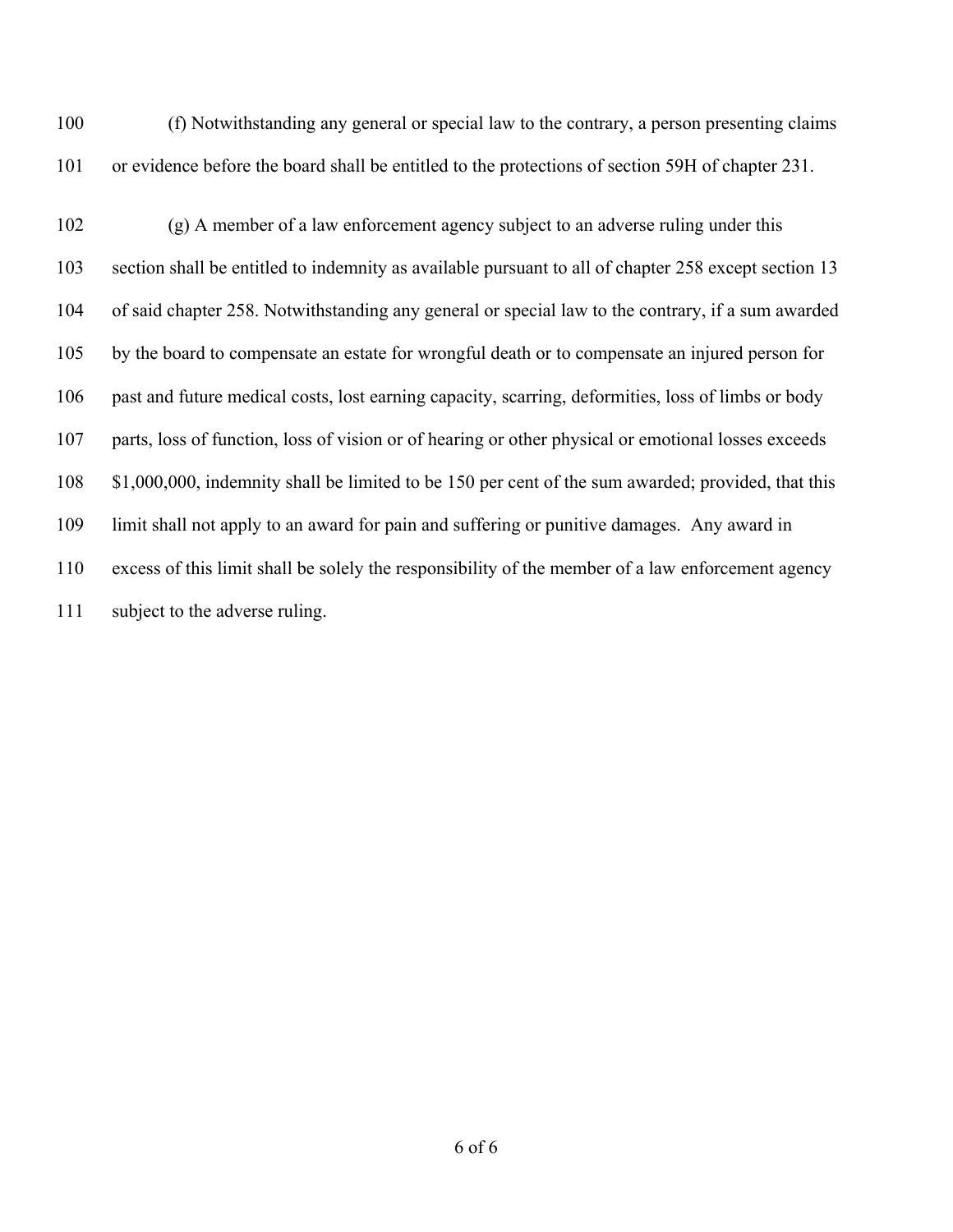(f) Notwithstanding any general or special law to the contrary, a person presenting claims or evidence before the board shall be entitled to the protections of section 59H of chapter 231.

(g) A member of a law enforcement agency subject to an adverse ruling under this section shall be entitled to indemnity as available pursuant to all of chapter 258 except section 13 of said chapter 258. Notwithstanding any general or special law to the contrary, if a sum awarded by the board to compensate an estate for wrongful death or to compensate an injured person for past and future medical costs, lost earning capacity, scarring, deformities, loss of limbs or body parts, loss of function, loss of vision or of hearing or other physical or emotional losses exceeds $1,000,000, indemnity shall be limited to be 150 per cent of the sum awarded; provided, that this limit shall not apply to an award for pain and suffering or punitive damages. Any award in excess of this limit shall be solely the responsibility of the member of a law enforcement agency subject to the adverse ruling.